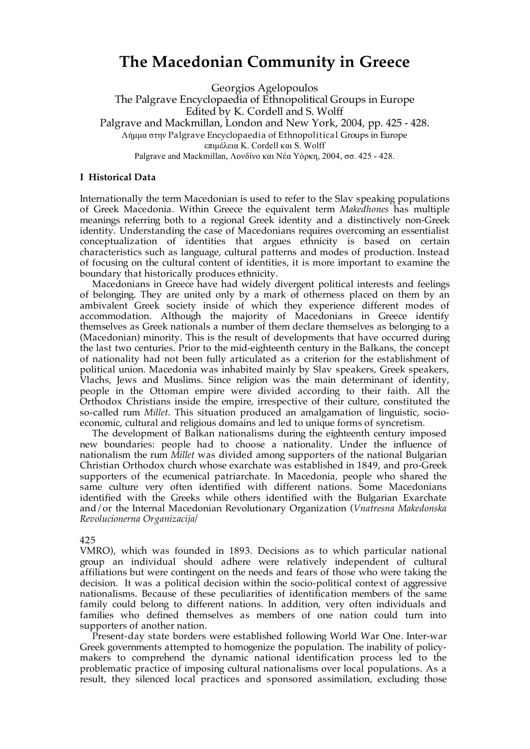# The Macedonian Community in Greece

Georgios Agelopoulos
The Palgrave Encyclopaedia of Ethnopolitical Groups in Europe
Edited by K. Cordell and S. Wolff
Palgrave and Mackmillan, London and New York, 2004, pp. 425 - 428.
Λήμμα στην Palgrave Encyclopaedia of Ethnopolitical Groups in Europe
επιμέλεια K. Cordell και S. Wolff
Palgrave and Mackmillan, Λονδίνο και Νέα Υόρκη, 2004, σσ. 425 - 428.

**I Historical Data**

Internationally the term Macedonian is used to refer to the Slav speaking populations of Greek Macedonia. Within Greece the equivalent term *Makedhones* has multiple meanings referring both to a regional Greek identity and a distinctively non-Greek identity. Understanding the case of Macedonians requires overcoming an essentialist conceptualization of identities that argues ethnicity is based on certain characteristics such as language, cultural patterns and modes of production. Instead of focusing on the cultural content of identities, it is more important to examine the boundary that historically produces ethnicity.

Macedonians in Greece have had widely divergent political interests and feelings of belonging. They are united only by a mark of otherness placed on them by an ambivalent Greek society inside of which they experience different modes of accommodation. Although the majority of Macedonians in Greece identify themselves as Greek nationals a number of them declare themselves as belonging to a (Macedonian) minority. This is the result of developments that have occurred during the last two centuries. Prior to the mid-eighteenth century in the Balkans, the concept of nationality had not been fully articulated as a criterion for the establishment of political union. Macedonia was inhabited mainly by Slav speakers, Greek speakers, Vlachs, Jews and Muslims. Since religion was the main determinant of identity, people in the Ottoman empire were divided according to their faith. All the Orthodox Christians inside the empire, irrespective of their culture, constituted the so-called rum *Millet*. This situation produced an amalgamation of linguistic, socio-economic, cultural and religious domains and led to unique forms of syncretism.

The development of Balkan nationalisms during the eighteenth century imposed new boundaries: people had to choose a nationality. Under the influence of nationalism the rum *Millet* was divided among supporters of the national Bulgarian Christian Orthodox church whose exarchate was established in 1849, and pro-Greek supporters of the ecumenical patriarchate. In Macedonia, people who shared the same culture very often identified with different nations. Some Macedonians identified with the Greeks while others identified with the Bulgarian Exarchate and/or the Internal Macedonian Revolutionary Organization (*Vnatresna Makedonska Revolucionerna Organizacija*/ VMRO), which was founded in 1893. Decisions as to which particular national group an individual should adhere were relatively independent of cultural affiliations but were contingent on the needs and fears of those who were taking the decision. It was a political decision within the socio-political context of aggressive nationalisms. Because of these peculiarities of identification members of the same family could belong to different nations. In addition, very often individuals and families who defined themselves as members of one nation could turn into supporters of another nation.

Present-day state borders were established following World War One. Inter-war Greek governments attempted to homogenize the population. The inability of policy-makers to comprehend the dynamic national identification process led to the problematic practice of imposing cultural nationalisms over local populations. As a result, they silenced local practices and sponsored assimilation, excluding those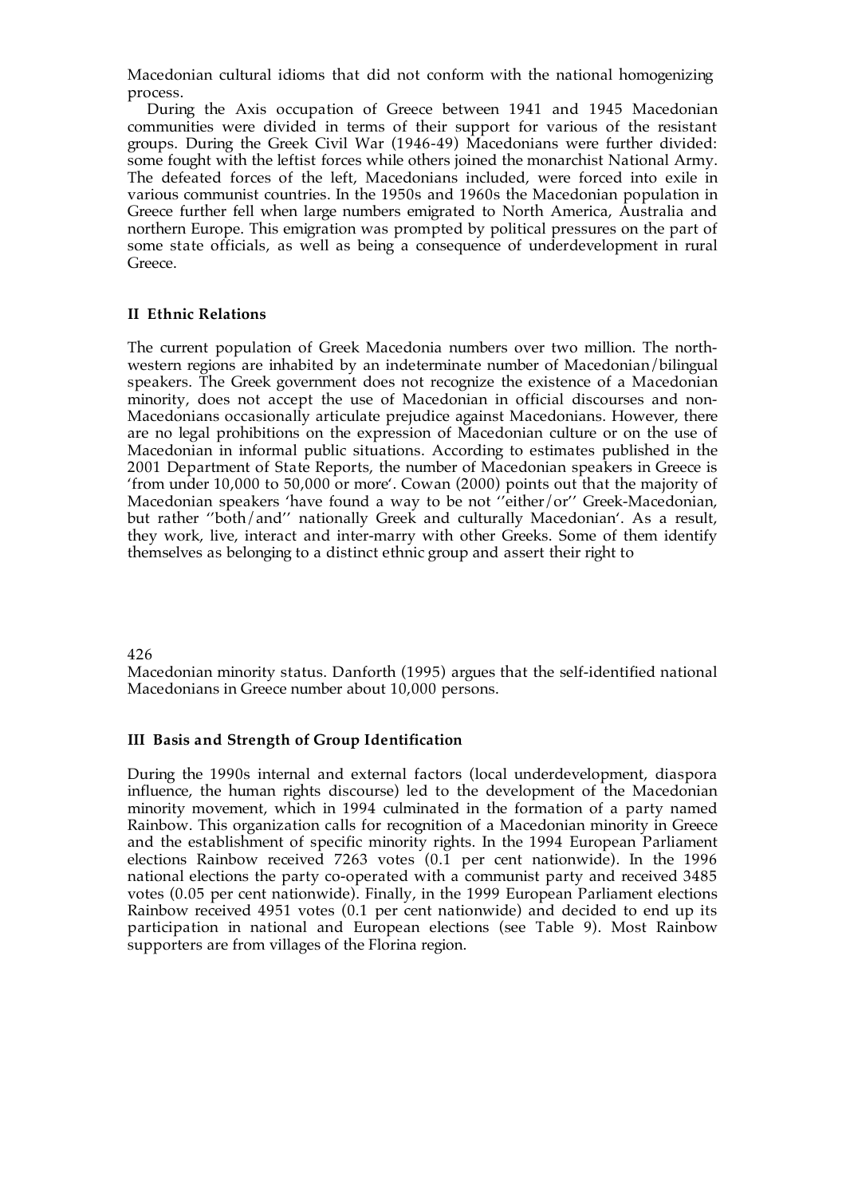Macedonian cultural idioms that did not conform with the national homogenizing process.

During the Axis occupation of Greece between 1941 and 1945 Macedonian communities were divided in terms of their support for various of the resistant groups. During the Greek Civil War (1946-49) Macedonians were further divided: some fought with the leftist forces while others joined the monarchist National Army. The defeated forces of the left, Macedonians included, were forced into exile in various communist countries. In the 1950s and 1960s the Macedonian population in Greece further fell when large numbers emigrated to North America, Australia and northern Europe. This emigration was prompted by political pressures on the part of some state officials, as well as being a consequence of underdevelopment in rural Greece.

## II Ethnic Relations

The current population of Greek Macedonia numbers over two million. The north-western regions are inhabited by an indeterminate number of Macedonian/bilingual speakers. The Greek government does not recognize the existence of a Macedonian minority, does not accept the use of Macedonian in official discourses and non-Macedonians occasionally articulate prejudice against Macedonians. However, there are no legal prohibitions on the expression of Macedonian culture or on the use of Macedonian in informal public situations. According to estimates published in the 2001 Department of State Reports, the number of Macedonian speakers in Greece is 'from under 10,000 to 50,000 or more'. Cowan (2000) points out that the majority of Macedonian speakers 'have found a way to be not ''either/or'' Greek-Macedonian, but rather ''both/and'' nationally Greek and culturally Macedonian'. As a result, they work, live, interact and inter-marry with other Greeks. Some of them identify themselves as belonging to a distinct ethnic group and assert their right to Macedonian minority status. Danforth (1995) argues that the self-identified national Macedonians in Greece number about 10,000 persons.

## III Basis and Strength of Group Identification

During the 1990s internal and external factors (local underdevelopment, diaspora influence, the human rights discourse) led to the development of the Macedonian minority movement, which in 1994 culminated in the formation of a party named Rainbow. This organization calls for recognition of a Macedonian minority in Greece and the establishment of specific minority rights. In the 1994 European Parliament elections Rainbow received 7263 votes (0.1 per cent nationwide). In the 1996 national elections the party co-operated with a communist party and received 3485 votes (0.05 per cent nationwide). Finally, in the 1999 European Parliament elections Rainbow received 4951 votes (0.1 per cent nationwide) and decided to end up its participation in national and European elections (see Table 9). Most Rainbow supporters are from villages of the Florina region.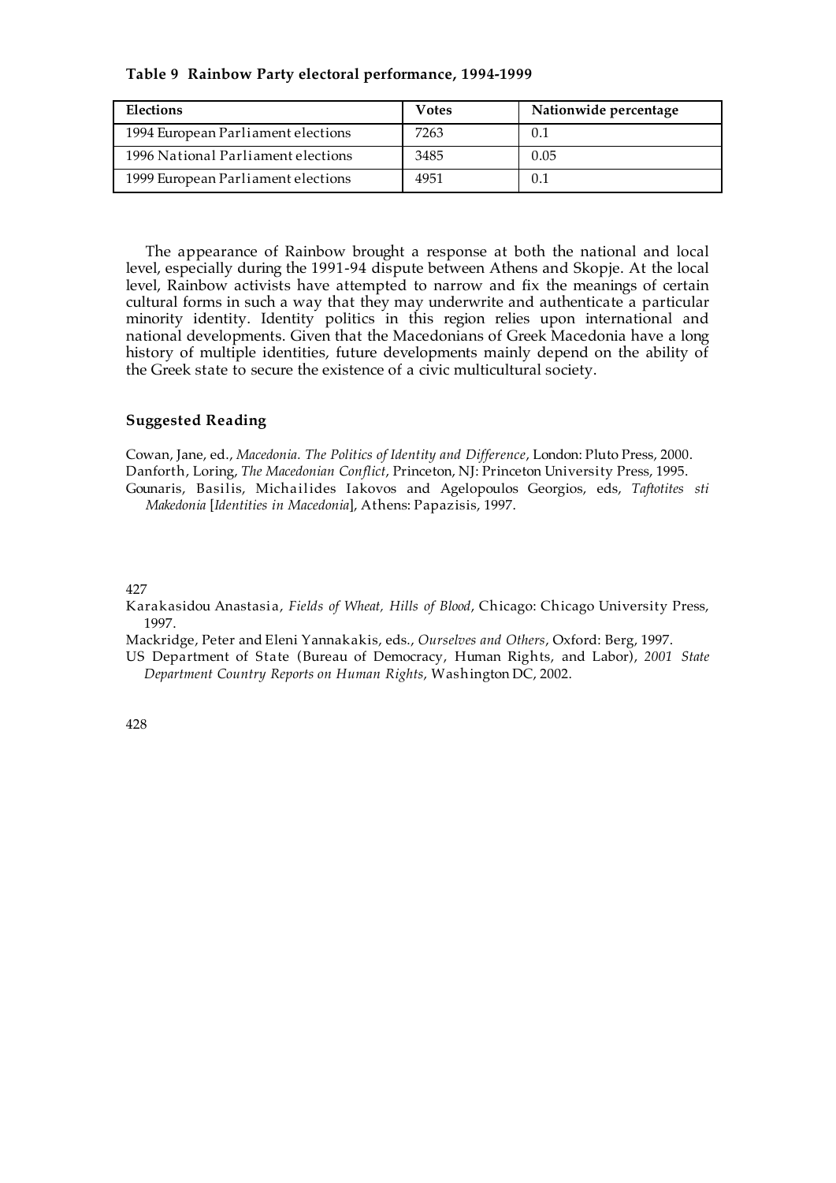**Table 9 Rainbow Party electoral performance, 1994-1999**

| Elections | Votes | Nationwide percentage |
|---|---|---|
| 1994 European Parliament elections | 7263 | 0.1 |
| 1996 National Parliament elections | 3485 | 0.05 |
| 1999 European Parliament elections | 4951 | 0.1 |

The appearance of Rainbow brought a response at both the national and local level, especially during the 1991-94 dispute between Athens and Skopje. At the local level, Rainbow activists have attempted to narrow and fix the meanings of certain cultural forms in such a way that they may underwrite and authenticate a particular minority identity. Identity politics in this region relies upon international and national developments. Given that the Macedonians of Greek Macedonia have a long history of multiple identities, future developments mainly depend on the ability of the Greek state to secure the existence of a civic multicultural society.

### Suggested Reading

Cowan, Jane, ed., *Macedonia. The Politics of Identity and Difference*, London: Pluto Press, 2000.

Danforth, Loring, *The Macedonian Conflict*, Princeton, NJ: Princeton University Press, 1995.

Gounaris, Basilis, Michailides Iakovos and Agelopoulos Georgios, eds, *Taftotites sti Makedonia* [*Identities in Macedonia*], Athens: Papazisis, 1997.

Karakasidou Anastasia, *Fields of Wheat, Hills of Blood*, Chicago: Chicago University Press, 1997.

Mackridge, Peter and Eleni Yannakakis, eds., *Ourselves and Others*, Oxford: Berg, 1997.

US Department of State (Bureau of Democracy, Human Rights, and Labor), *2001 State Department Country Reports on Human Rights*, Washington DC, 2002.